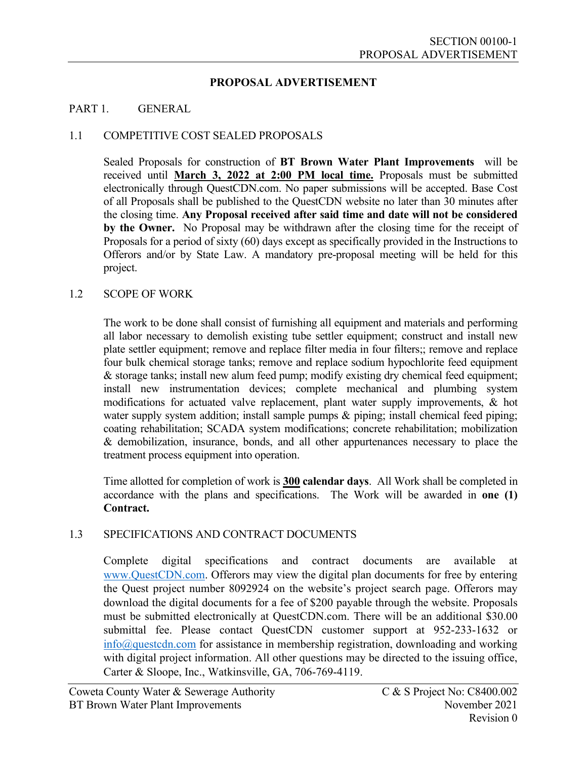# PROPOSAL ADVERTISEMENT

## PART 1. GENERAL

### 1.1 COMPETITIVE COST SEALED PROPOSALS

Sealed Proposals for construction of **BT Brown Water Plant Improvements** will be received until **March 3, 2022 at 2:00 PM local time.** Proposals must be submitted electronically through QuestCDN.com. No paper submissions will be accepted. Base Cost of all Proposals shall be published to the QuestCDN website no later than 30 minutes after the closing time. **Any Proposal received after said time and date will not be considered by the Owner.** No Proposal may be withdrawn after the closing time for the receipt of Proposals for a period of sixty (60) days except as specifically provided in the Instructions to Offerors and/or by State Law. A mandatory pre-proposal meeting will be held for this project.

### 1.2 SCOPE OF WORK

The work to be done shall consist of furnishing all equipment and materials and performing all labor necessary to demolish existing tube settler equipment; construct and install new plate settler equipment; remove and replace filter media in four filters;; remove and replace four bulk chemical storage tanks; remove and replace sodium hypochlorite feed equipment & storage tanks; install new alum feed pump; modify existing dry chemical feed equipment; install new instrumentation devices; complete mechanical and plumbing system modifications for actuated valve replacement, plant water supply improvements, & hot water supply system addition; install sample pumps & piping; install chemical feed piping; coating rehabilitation; SCADA system modifications; concrete rehabilitation; mobilization & demobilization, insurance, bonds, and all other appurtenances necessary to place the treatment process equipment into operation.

Time allotted for completion of work is **300 calendar days**. All Work shall be completed in accordance with the plans and specifications. The Work will be awarded in **one (1) Contract.**

### 1.3 SPECIFICATIONS AND CONTRACT DOCUMENTS

Complete digital specifications and contract documents are available at www.QuestCDN.com. Offerors may view the digital plan documents for free by entering the Quest project number 8092924 on the website's project search page. Offerors may download the digital documents for a fee of $200 payable through the website. Proposals must be submitted electronically at QuestCDN.com. There will be an additional $30.00 submittal fee. Please contact QuestCDN customer support at 952-233-1632 or info@questcdn.com for assistance in membership registration, downloading and working with digital project information. All other questions may be directed to the issuing office, Carter & Sloope, Inc., Watkinsville, GA, 706-769-4119.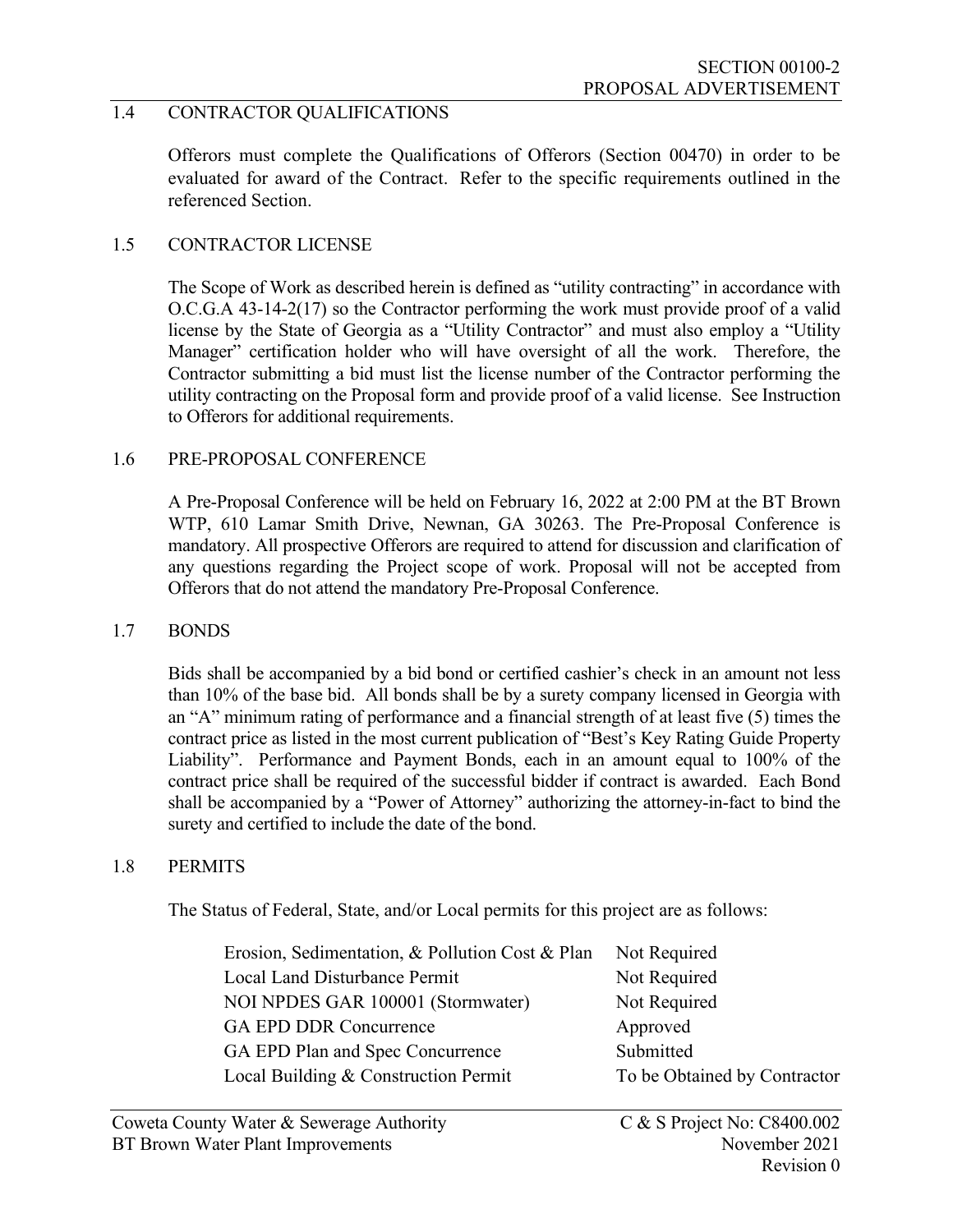## 1.4 CONTRACTOR QUALIFICATIONS

Offerors must complete the Qualifications of Offerors (Section 00470) in order to be evaluated for award of the Contract. Refer to the specific requirements outlined in the referenced Section.

## 1.5 CONTRACTOR LICENSE

The Scope of Work as described herein is defined as "utility contracting" in accordance with O.C.G.A 43-14-2(17) so the Contractor performing the work must provide proof of a valid license by the State of Georgia as a "Utility Contractor" and must also employ a "Utility Manager" certification holder who will have oversight of all the work. Therefore, the Contractor submitting a bid must list the license number of the Contractor performing the utility contracting on the Proposal form and provide proof of a valid license. See Instruction to Offerors for additional requirements.

## 1.6 PRE-PROPOSAL CONFERENCE

A Pre-Proposal Conference will be held on February 16, 2022 at 2:00 PM at the BT Brown WTP, 610 Lamar Smith Drive, Newnan, GA 30263. The Pre-Proposal Conference is mandatory. All prospective Offerors are required to attend for discussion and clarification of any questions regarding the Project scope of work. Proposal will not be accepted from Offerors that do not attend the mandatory Pre-Proposal Conference.

## 1.7 BONDS

Bids shall be accompanied by a bid bond or certified cashier's check in an amount not less than 10% of the base bid. All bonds shall be by a surety company licensed in Georgia with an "A" minimum rating of performance and a financial strength of at least five (5) times the contract price as listed in the most current publication of "Best's Key Rating Guide Property Liability". Performance and Payment Bonds, each in an amount equal to 100% of the contract price shall be required of the successful bidder if contract is awarded. Each Bond shall be accompanied by a "Power of Attorney" authorizing the attorney-in-fact to bind the surety and certified to include the date of the bond.

## 1.8 PERMITS

The Status of Federal, State, and/or Local permits for this project are as follows:

| Permit | Status |
|---|---|
| Erosion, Sedimentation, & Pollution Cost & Plan | Not Required |
| Local Land Disturbance Permit | Not Required |
| NOI NPDES GAR 100001 (Stormwater) | Not Required |
| GA EPD DDR Concurrence | Approved |
| GA EPD Plan and Spec Concurrence | Submitted |
| Local Building & Construction Permit | To be Obtained by Contractor |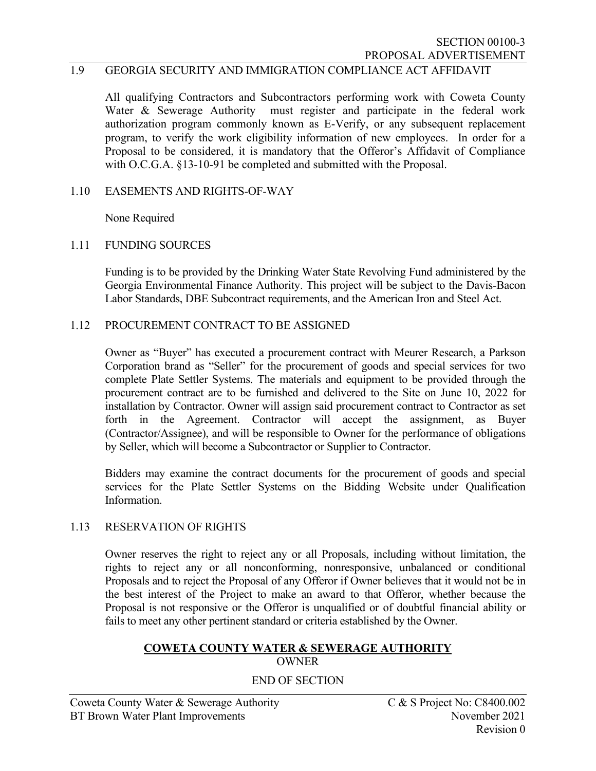## 1.9 GEORGIA SECURITY AND IMMIGRATION COMPLIANCE ACT AFFIDAVIT

All qualifying Contractors and Subcontractors performing work with Coweta County Water & Sewerage Authority must register and participate in the federal work authorization program commonly known as E-Verify, or any subsequent replacement program, to verify the work eligibility information of new employees. In order for a Proposal to be considered, it is mandatory that the Offeror's Affidavit of Compliance with O.C.G.A. §13-10-91 be completed and submitted with the Proposal.

## 1.10 EASEMENTS AND RIGHTS-OF-WAY

None Required

## 1.11 FUNDING SOURCES

Funding is to be provided by the Drinking Water State Revolving Fund administered by the Georgia Environmental Finance Authority. This project will be subject to the Davis-Bacon Labor Standards, DBE Subcontract requirements, and the American Iron and Steel Act.

## 1.12 PROCUREMENT CONTRACT TO BE ASSIGNED

Owner as "Buyer" has executed a procurement contract with Meurer Research, a Parkson Corporation brand as "Seller" for the procurement of goods and special services for two complete Plate Settler Systems. The materials and equipment to be provided through the procurement contract are to be furnished and delivered to the Site on June 10, 2022 for installation by Contractor. Owner will assign said procurement contract to Contractor as set forth in the Agreement. Contractor will accept the assignment, as Buyer (Contractor/Assignee), and will be responsible to Owner for the performance of obligations by Seller, which will become a Subcontractor or Supplier to Contractor.

Bidders may examine the contract documents for the procurement of goods and special services for the Plate Settler Systems on the Bidding Website under Qualification Information.

## 1.13 RESERVATION OF RIGHTS

Owner reserves the right to reject any or all Proposals, including without limitation, the rights to reject any or all nonconforming, nonresponsive, unbalanced or conditional Proposals and to reject the Proposal of any Offeror if Owner believes that it would not be in the best interest of the Project to make an award to that Offeror, whether because the Proposal is not responsive or the Offeror is unqualified or of doubtful financial ability or fails to meet any other pertinent standard or criteria established by the Owner.

**COWETA COUNTY WATER & SEWERAGE AUTHORITY**
OWNER

END OF SECTION